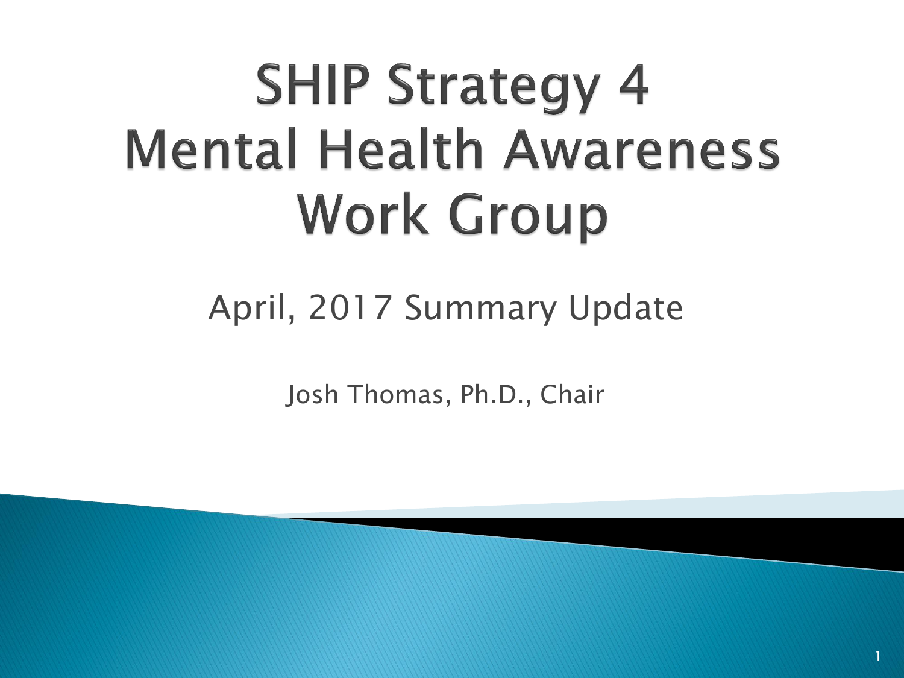# SHIP Strategy 4 Mental Health Awareness Work Group

April, 2017 Summary Update

Josh Thomas, Ph.D., Chair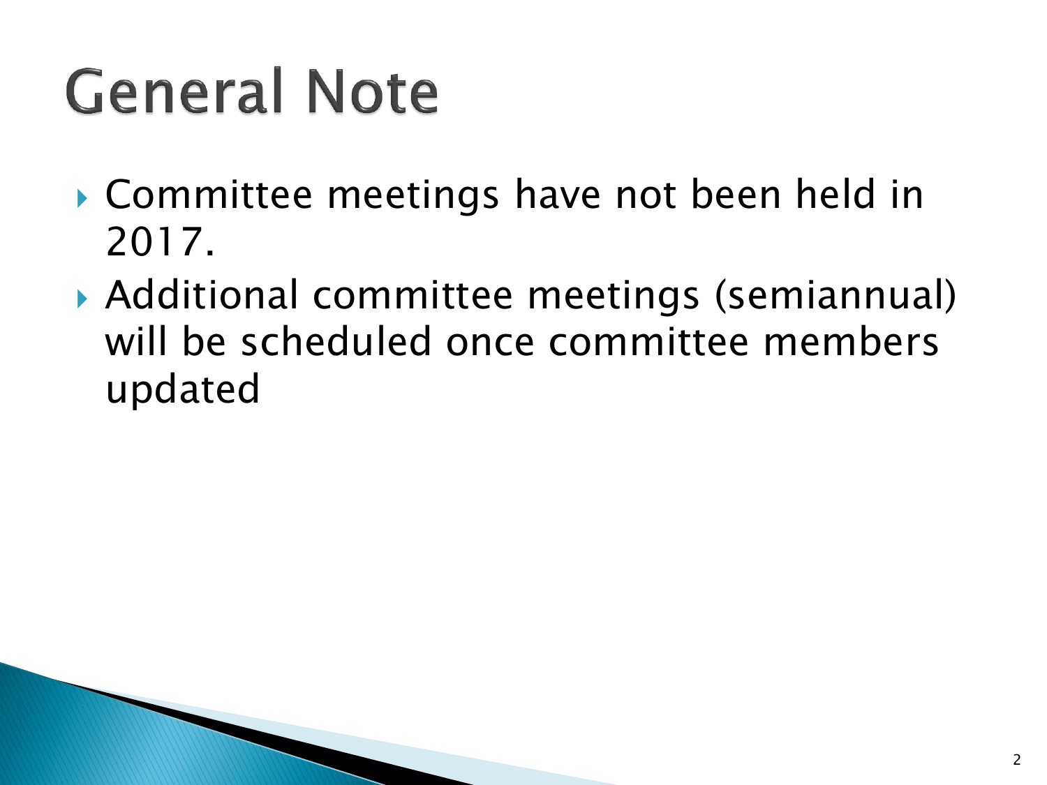# General Note

- Committee meetings have not been held in 2017.
- Additional committee meetings (semiannual) will be scheduled once committee members updated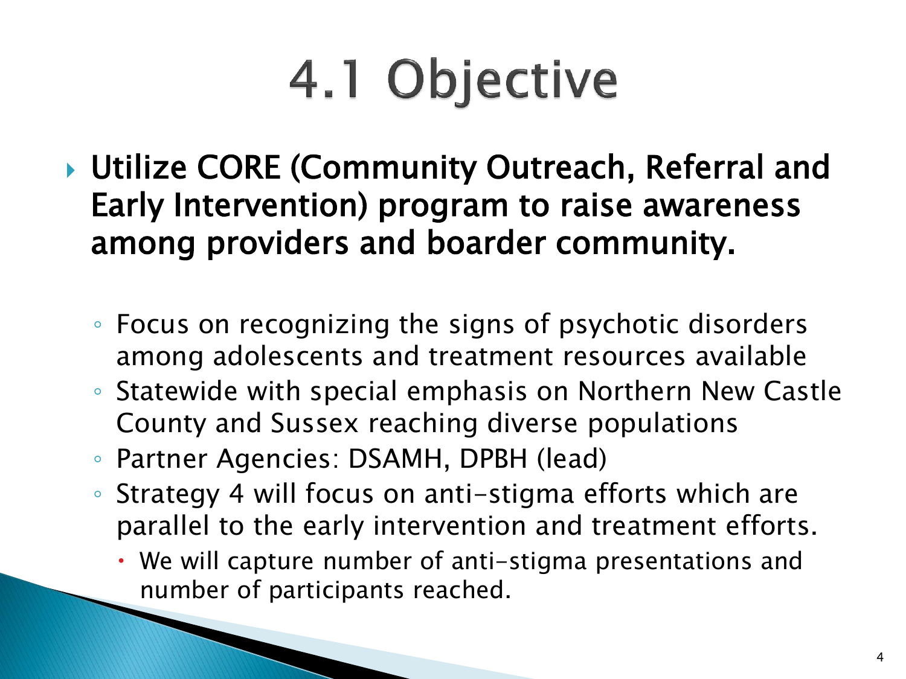# 4.1 Objective

- **Utilize CORE (Community Outreach, Referral and Early Intervention) program to raise awareness among providers and boarder community.**
  - Focus on recognizing the signs of psychotic disorders among adolescents and treatment resources available
  - Statewide with special emphasis on Northern New Castle County and Sussex reaching diverse populations
  - Partner Agencies: DSAMH, DPBH (lead)
  - Strategy 4 will focus on anti-stigma efforts which are parallel to the early intervention and treatment efforts.
    - We will capture number of anti-stigma presentations and number of participants reached.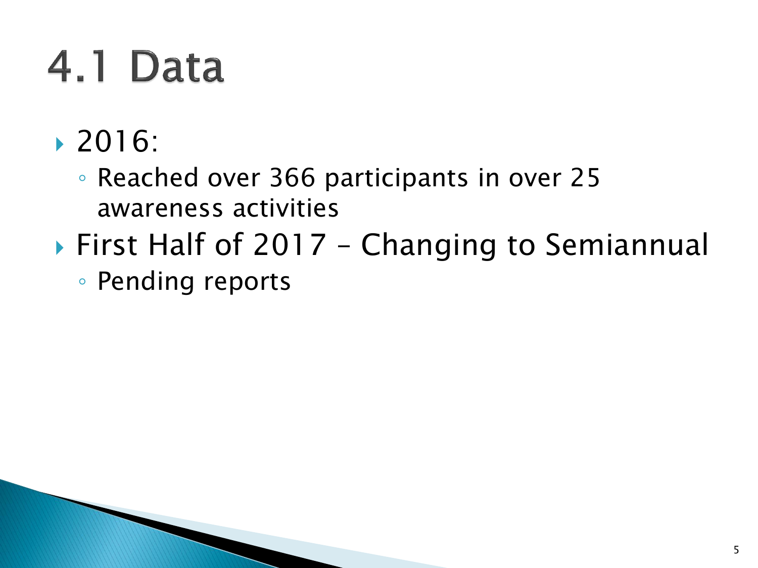# 4.1 Data

- 2016:
  - Reached over 366 participants in over 25 awareness activities
- First Half of 2017 – Changing to Semiannual
  - Pending reports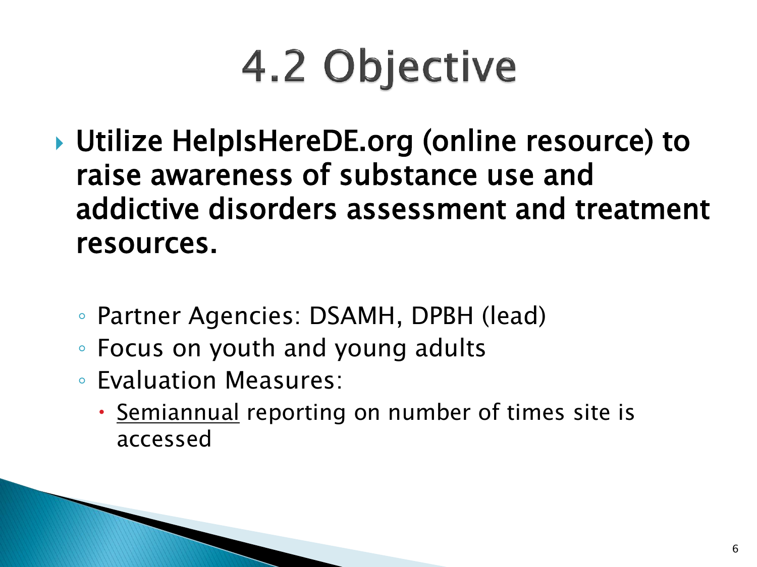# 4.2 Objective

- **Utilize HelpIsHereDE.org (online resource) to raise awareness of substance use and addictive disorders assessment and treatment resources.**
  - Partner Agencies: DSAMH, DPBH (lead)
  - Focus on youth and young adults
  - Evaluation Measures:
    - <u>Semiannual</u> reporting on number of times site is accessed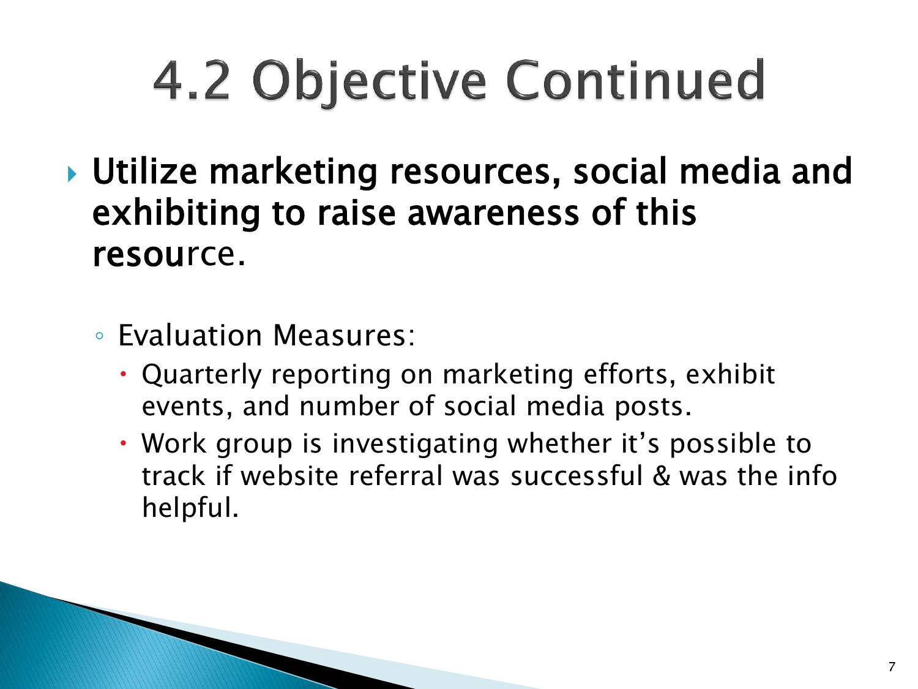# 4.2 Objective Continued

- **Utilize marketing resources, social media and exhibiting to raise awareness of this resou**rce.
  - Evaluation Measures:
    - Quarterly reporting on marketing efforts, exhibit events, and number of social media posts.
    - Work group is investigating whether it's possible to track if website referral was successful & was the info helpful.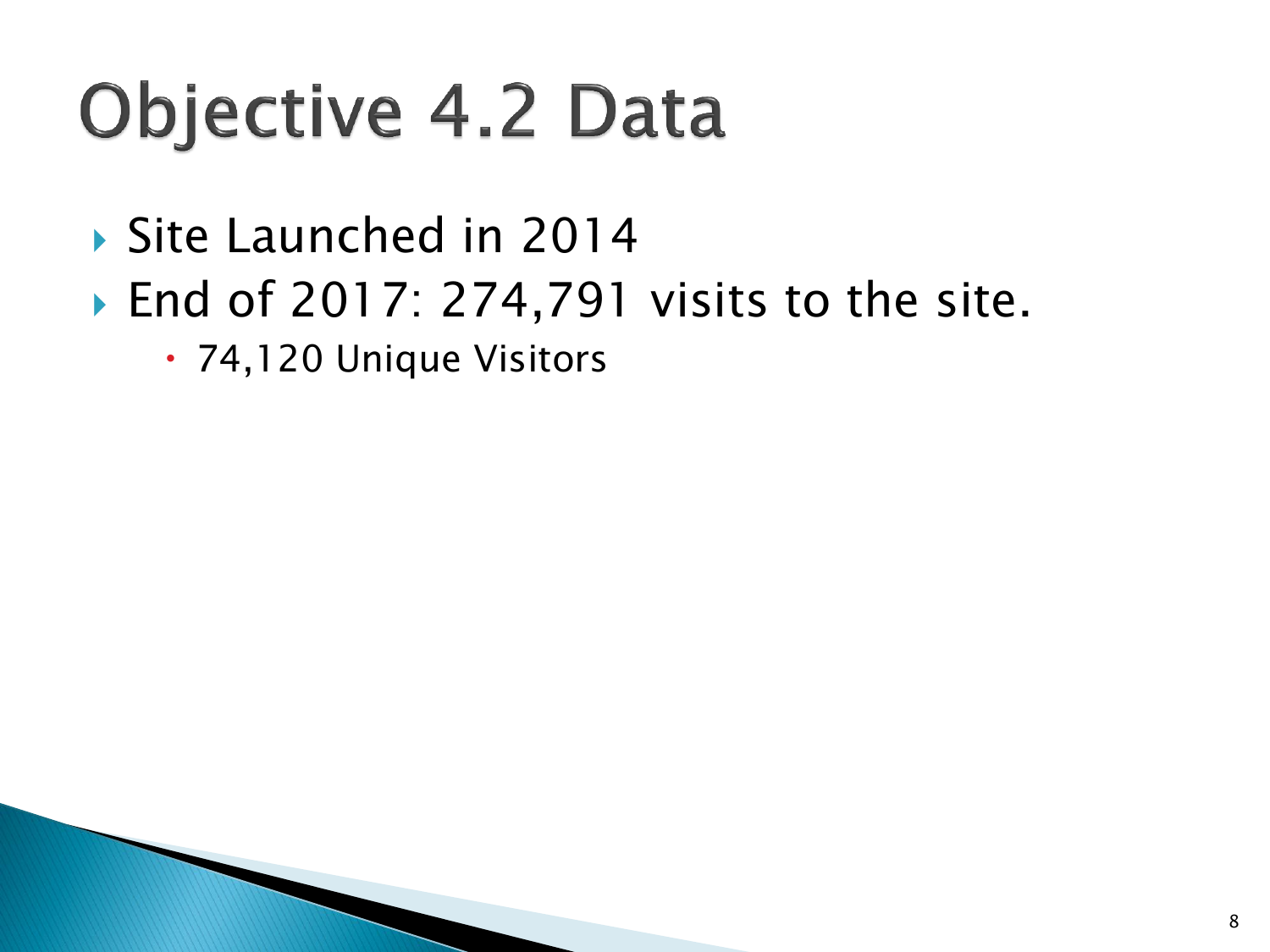# Objective 4.2 Data

- Site Launched in 2014
- End of 2017: 274,791 visits to the site.
  - 74,120 Unique Visitors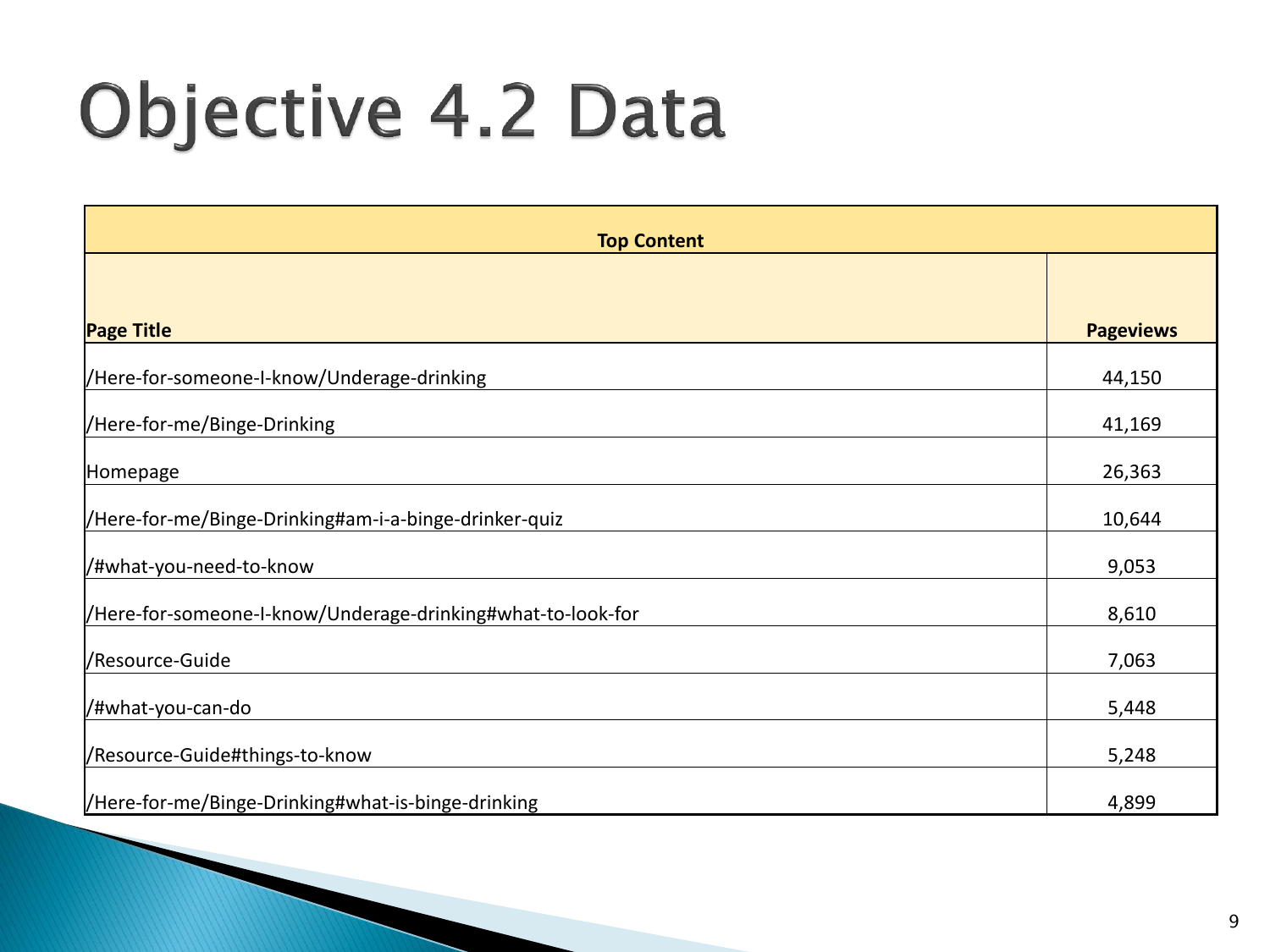# Objective 4.2 Data

| Top Content | |
|---|---|
| **Page Title** | **Pageviews** |
| /Here-for-someone-I-know/Underage-drinking | 44,150 |
| /Here-for-me/Binge-Drinking | 41,169 |
| Homepage | 26,363 |
| /Here-for-me/Binge-Drinking#am-i-a-binge-drinker-quiz | 10,644 |
| /#what-you-need-to-know | 9,053 |
| /Here-for-someone-I-know/Underage-drinking#what-to-look-for | 8,610 |
| /Resource-Guide | 7,063 |
| /#what-you-can-do | 5,448 |
| /Resource-Guide#things-to-know | 5,248 |
| /Here-for-me/Binge-Drinking#what-is-binge-drinking | 4,899 |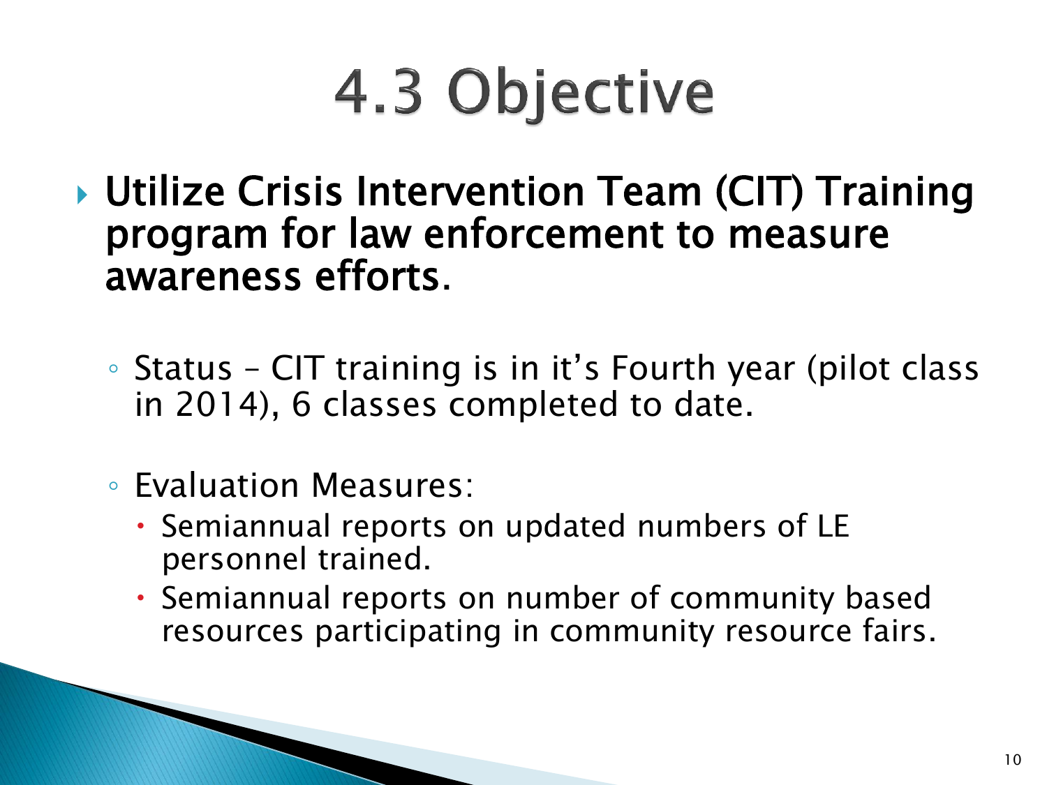# 4.3 Objective

- **Utilize Crisis Intervention Team (CIT) Training program for law enforcement to measure awareness efforts.**
  - Status – CIT training is in it's Fourth year (pilot class in 2014), 6 classes completed to date.
  - Evaluation Measures:
    - Semiannual reports on updated numbers of LE personnel trained.
    - Semiannual reports on number of community based resources participating in community resource fairs.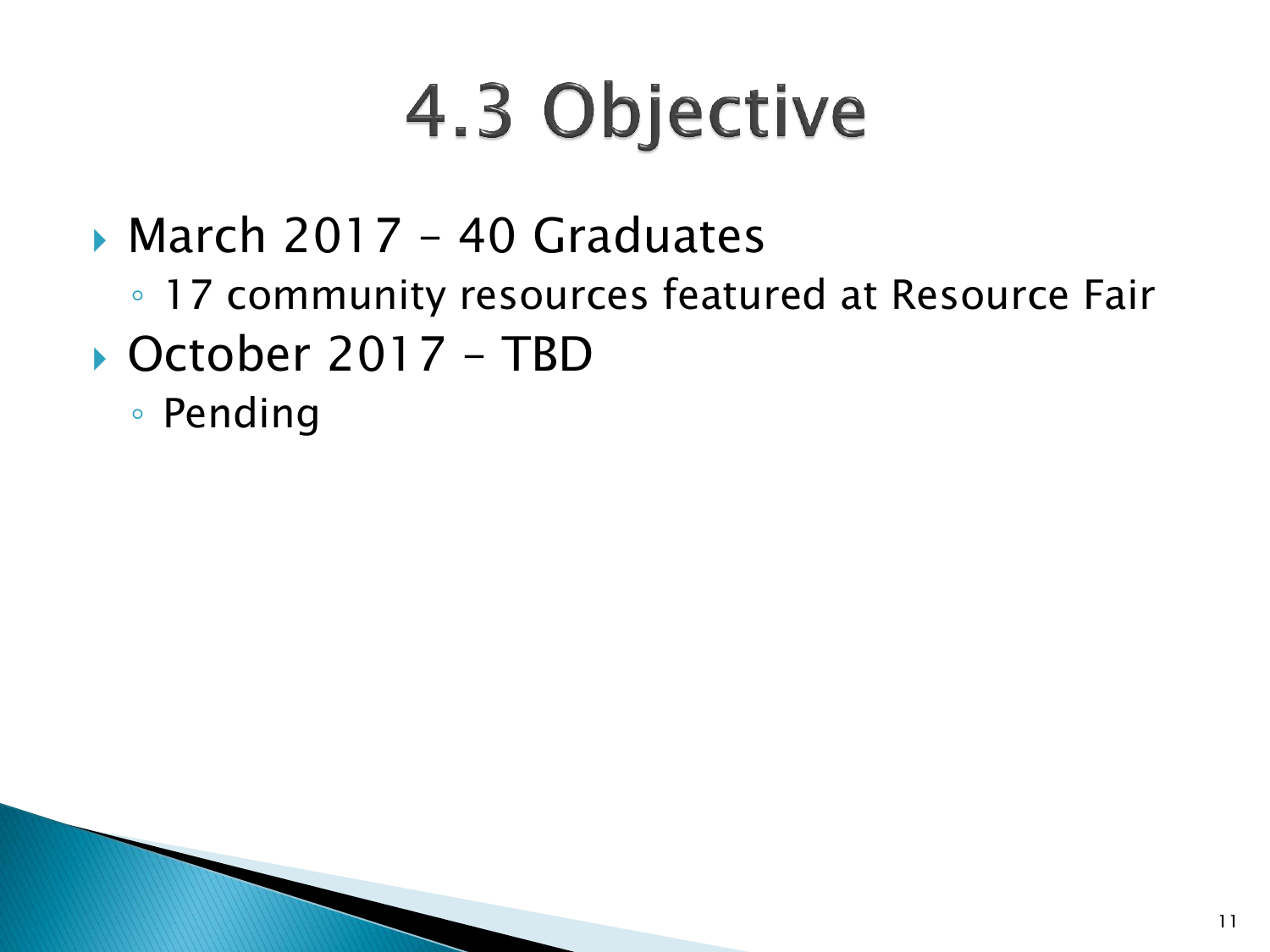# 4.3 Objective

- March 2017 – 40 Graduates
  - 17 community resources featured at Resource Fair
- October 2017 – TBD
  - Pending